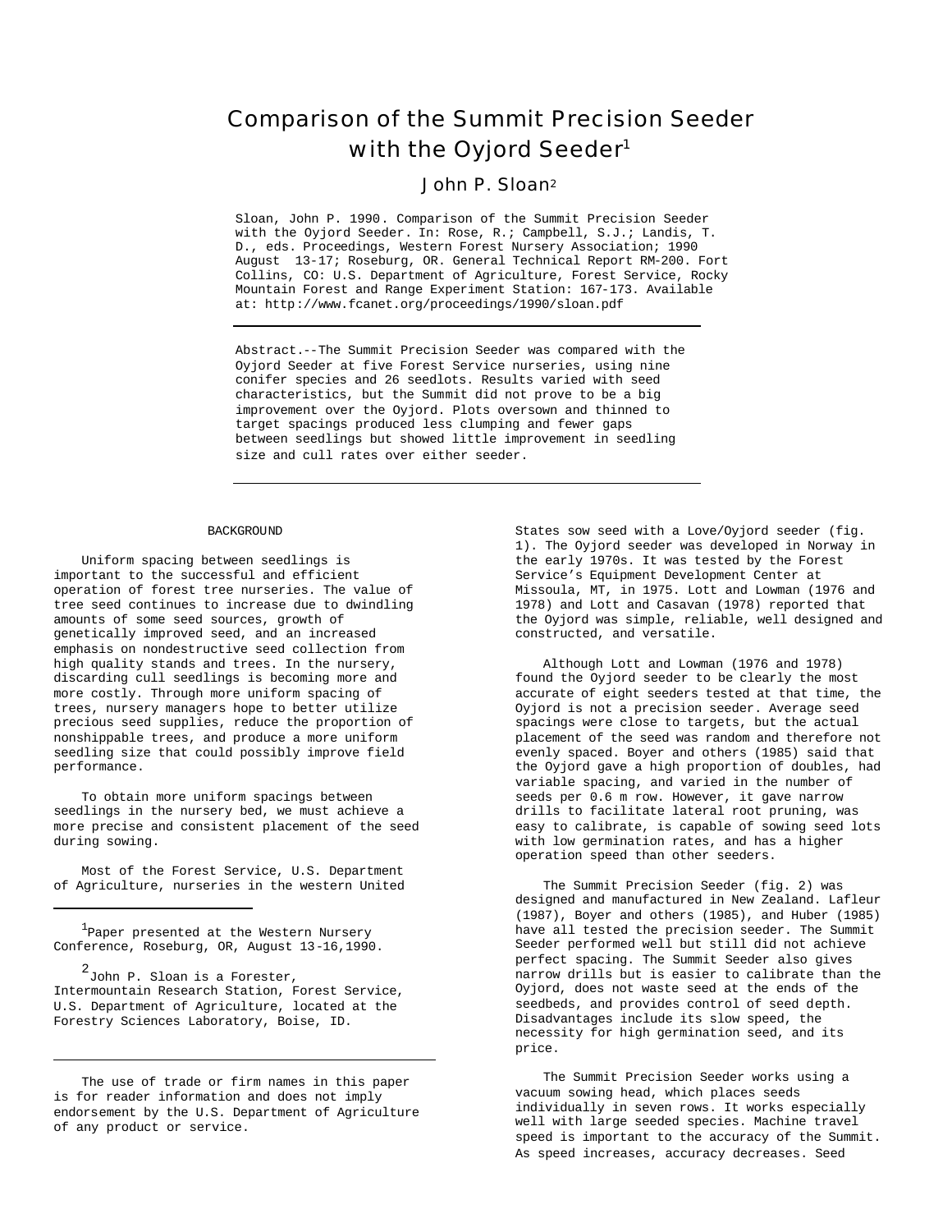# Comparison of the Summit Precision Seeder with the Oyjord Seeder[1]

## John P. Sloan[2]

Sloan, John P. 1990. Comparison of the Summit Precision Seeder with the Oyjord Seeder. In: Rose, R.; Campbell, S.J.; Landis, T. D., eds. Proceedings, Western Forest Nursery Association; 1990 August 13-17; Roseburg, OR. General Technical Report RM-200. Fort Collins, CO: U.S. Department of Agriculture, Forest Service, Rocky Mountain Forest and Range Experiment Station: 167-173. Available at: http://www.fcanet.org/proceedings/1990/sloan.pdf

---

Abstract.--The Summit Precision Seeder was compared with the Oyjord Seeder at five Forest Service nurseries, using nine conifer species and 26 seedlots. Results varied with seed characteristics, but the Summit did not prove to be a big improvement over the Oyjord. Plots oversown and thinned to target spacings produced less clumping and fewer gaps between seedlings but showed little improvement in seedling size and cull rates over either seeder.

---

### BACKGROUND

Uniform spacing between seedlings is important to the successful and efficient operation of forest tree nurseries. The value of tree seed continues to increase due to dwindling amounts of some seed sources, growth of genetically improved seed, and an increased emphasis on nondestructive seed collection from high quality stands and trees. In the nursery, discarding cull seedlings is becoming more and more costly. Through more uniform spacing of trees, nursery managers hope to better utilize precious seed supplies, reduce the proportion of nonshippable trees, and produce a more uniform seedling size that could possibly improve field performance.

To obtain more uniform spacings between seedlings in the nursery bed, we must achieve a more precise and consistent placement of the seed during sowing.

Most of the Forest Service, U.S. Department of Agriculture, nurseries in the western United States sow seed with a Love/Oyjord seeder (fig. 1). The Oyjord seeder was developed in Norway in the early 1970s. It was tested by the Forest Service's Equipment Development Center at Missoula, MT, in 1975. Lott and Lowman (1976 and 1978) and Lott and Casavan (1978) reported that the Oyjord was simple, reliable, well designed and constructed, and versatile.

Although Lott and Lowman (1976 and 1978) found the Oyjord seeder to be clearly the most accurate of eight seeders tested at that time, the Oyjord is not a precision seeder. Average seed spacings were close to targets, but the actual placement of the seed was random and therefore not evenly spaced. Boyer and others (1985) said that the Oyjord gave a high proportion of doubles, had variable spacing, and varied in the number of seeds per 0.6 m row. However, it gave narrow drills to facilitate lateral root pruning, was easy to calibrate, is capable of sowing seed lots with low germination rates, and has a higher operation speed than other seeders.

The Summit Precision Seeder (fig. 2) was designed and manufactured in New Zealand. Lafleur (1987), Boyer and others (1985), and Huber (1985) have all tested the precision seeder. The Summit Seeder performed well but still did not achieve perfect spacing. The Summit Seeder also gives narrow drills but is easier to calibrate than the Oyjord, does not waste seed at the ends of the seedbeds, and provides control of seed depth. Disadvantages include its slow speed, the necessity for high germination seed, and its price.

The Summit Precision Seeder works using a vacuum sowing head, which places seeds individually in seven rows. It works especially well with large seeded species. Machine travel speed is important to the accuracy of the Summit. As speed increases, accuracy decreases. Seed

---

[1] Paper presented at the Western Nursery Conference, Roseburg, OR, August 13-16,1990.

[2] John P. Sloan is a Forester, Intermountain Research Station, Forest Service, U.S. Department of Agriculture, located at the Forestry Sciences Laboratory, Boise, ID.

The use of trade or firm names in this paper is for reader information and does not imply endorsement by the U.S. Department of Agriculture of any product or service.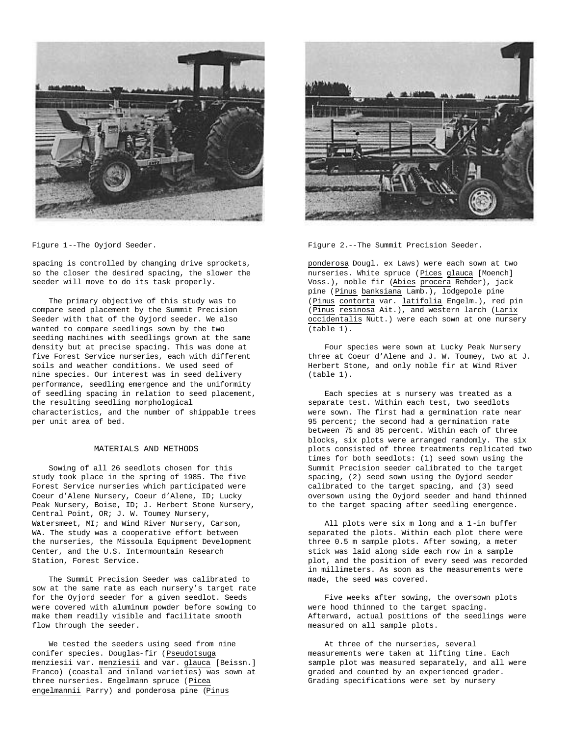Figure 1--The Oyjord Seeder.

Figure 2.--The Summit Precision Seeder.

spacing is controlled by changing drive sprockets, so the closer the desired spacing, the slower the seeder will move to do its task properly.

The primary objective of this study was to compare seed placement by the Summit Precision Seeder with that of the Oyjord seeder. We also wanted to compare seedlings sown by the two seeding machines with seedlings grown at the same density but at precise spacing. This was done at five Forest Service nurseries, each with different soils and weather conditions. We used seed of nine species. Our interest was in seed delivery performance, seedling emergence and the uniformity of seedling spacing in relation to seed placement, the resulting seedling morphological characteristics, and the number of shippable trees per unit area of bed.

## MATERIALS AND METHODS

Sowing of all 26 seedlots chosen for this study took place in the spring of 1985. The five Forest Service nurseries which participated were Coeur d'Alene Nursery, Coeur d'Alene, ID; Lucky Peak Nursery, Boise, ID; J. Herbert Stone Nursery, Central Point, OR; J. W. Toumey Nursery, Watersmeet, MI; and Wind River Nursery, Carson, WA. The study was a cooperative effort between the nurseries, the Missoula Equipment Development Center, and the U.S. Intermountain Research Station, Forest Service.

The Summit Precision Seeder was calibrated to sow at the same rate as each nursery's target rate for the Oyjord seeder for a given seedlot. Seeds were covered with aluminum powder before sowing to make them readily visible and facilitate smooth flow through the seeder.

We tested the seeders using seed from nine conifer species. Douglas-fir (Pseudotsuga menziesii var. menziesii and var. glauca [Beissn.] Franco) (coastal and inland varieties) was sown at three nurseries. Engelmann spruce (Picea engelmannii Parry) and ponderosa pine (Pinus ponderosa Dougl. ex Laws) were each sown at two nurseries. White spruce (Pices glauca [Moench] Voss.), noble fir (Abies procera Rehder), jack pine (Pinus banksiana Lamb.), lodgepole pine (Pinus contorta var. latifolia Engelm.), red pin (Pinus resinosa Ait.), and western larch (Larix occidentalis Nutt.) were each sown at one nursery (table 1).

Four species were sown at Lucky Peak Nursery three at Coeur d'Alene and J. W. Toumey, two at J. Herbert Stone, and only noble fir at Wind River (table 1).

Each species at s nursery was treated as a separate test. Within each test, two seedlots were sown. The first had a germination rate near 95 percent; the second had a germination rate between 75 and 85 percent. Within each of three blocks, six plots were arranged randomly. The six plots consisted of three treatments replicated two times for both seedlots: (1) seed sown using the Summit Precision seeder calibrated to the target spacing, (2) seed sown using the Oyjord seeder calibrated to the target spacing, and (3) seed oversown using the Oyjord seeder and hand thinned to the target spacing after seedling emergence.

All plots were six m long and a 1-in buffer separated the plots. Within each plot there were three 0.5 m sample plots. After sowing, a meter stick was laid along side each row in a sample plot, and the position of every seed was recorded in millimeters. As soon as the measurements were made, the seed was covered.

Five weeks after sowing, the oversown plots were hood thinned to the target spacing. Afterward, actual positions of the seedlings were measured on all sample plots.

At three of the nurseries, several measurements were taken at lifting time. Each sample plot was measured separately, and all were graded and counted by an experienced grader. Grading specifications were set by nursery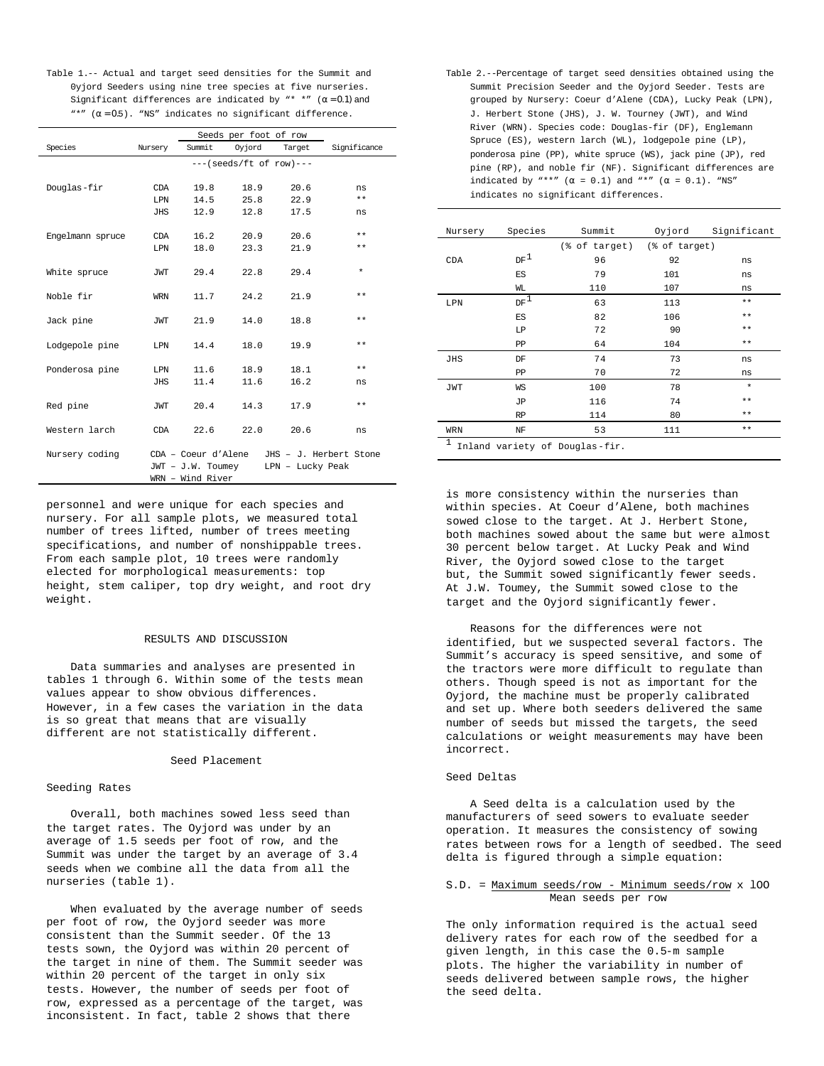Table 1.-- Actual and target seed densities for the Summit and Oyjord Seeders using nine tree species at five nurseries. Significant differences are indicated by "\*\*" ($\alpha = 0.1$) and "\*" ($\alpha = 0.5$). "NS" indicates no significant difference.

| Species | Nursery | Seeds per foot of row | | | Significance |
|---|---|---|---|---|---|
| | | Summit | Oyjord | Target | |
| | | ---(seeds/ft of row)--- | | | |
| Douglas-fir | CDA | 19.8 | 18.9 | 20.6 | ns |
| | LPN | 14.5 | 25.8 | 22.9 | ** |
| | JHS | 12.9 | 12.8 | 17.5 | ns |
| Engelmann spruce | CDA | 16.2 | 20.9 | 20.6 | ** |
| | LPN | 18.0 | 23.3 | 21.9 | ** |
| White spruce | JWT | 29.4 | 22.8 | 29.4 | * |
| Noble fir | WRN | 11.7 | 24.2 | 21.9 | ** |
| Jack pine | JWT | 21.9 | 14.0 | 18.8 | ** |
| Lodgepole pine | LPN | 14.4 | 18.0 | 19.9 | ** |
| Ponderosa pine | LPN | 11.6 | 18.9 | 18.1 | ** |
| | JHS | 11.4 | 11.6 | 16.2 | ns |
| Red pine | JWT | 20.4 | 14.3 | 17.9 | ** |
| Western larch | CDA | 22.6 | 22.0 | 20.6 | ns |

Nursery coding: CDA – Coeur d'Alene; JHS – J. Herbert Stone; JWT – J.W. Toumey; LPN – Lucky Peak; WRN – Wind River

personnel and were unique for each species and nursery. For all sample plots, we measured total number of trees lifted, number of trees meeting specifications, and number of nonshippable trees. From each sample plot, 10 trees were randomly elected for morphological measurements: top height, stem caliper, top dry weight, and root dry weight.

## RESULTS AND DISCUSSION

Data summaries and analyses are presented in tables 1 through 6. Within some of the tests mean values appear to show obvious differences. However, in a few cases the variation in the data is so great that means that are visually different are not statistically different.

### Seed Placement

#### Seeding Rates

Overall, both machines sowed less seed than the target rates. The Oyjord was under by an average of 1.5 seeds per foot of row, and the Summit was under the target by an average of 3.4 seeds when we combine all the data from all the nurseries (table 1).

When evaluated by the average number of seeds per foot of row, the Oyjord seeder was more consistent than the Summit seeder. Of the 13 tests sown, the Oyjord was within 20 percent of the target in nine of them. The Summit seeder was within 20 percent of the target in only six tests. However, the number of seeds per foot of row, expressed as a percentage of the target, was inconsistent. In fact, table 2 shows that there is more consistency within the nurseries than within species. At Coeur d'Alene, both machines sowed close to the target. At J. Herbert Stone, both machines sowed about the same but were almost 30 percent below target. At Lucky Peak and Wind River, the Oyjord sowed close to the target but, the Summit sowed significantly fewer seeds. At J.W. Toumey, the Summit sowed close to the target and the Oyjord significantly fewer.

Table 2.--Percentage of target seed densities obtained using the Summit Precision Seeder and the Oyjord Seeder. Tests are grouped by Nursery: Coeur d'Alene (CDA), Lucky Peak (LPN), J. Herbert Stone (JHS), J. W. Tourney (JWT), and Wind River (WRN). Species code: Douglas-fir (DF), Englemann Spruce (ES), western larch (WL), lodgepole pine (LP), ponderosa pine (PP), white spruce (WS), jack pine (JP), red pine (RP), and noble fir (NF). Significant differences are indicated by "\*\*" ($\alpha = 0.1$) and "\*" ($\alpha = 0.1$). "NS" indicates no significant differences.

| Nursery | Species | Summit | Oyjord | Significant |
|---|---|---|---|---|
| | | (% of target) | (% of target) | |
| CDA | DF[1] | 96 | 92 | ns |
| | ES | 79 | 101 | ns |
| | WL | 110 | 107 | ns |
| LPN | DF[1] | 63 | 113 | ** |
| | ES | 82 | 106 | ** |
| | LP | 72 | 90 | ** |
| | PP | 64 | 104 | ** |
| JHS | DF | 74 | 73 | ns |
| | PP | 70 | 72 | ns |
| JWT | WS | 100 | 78 | * |
| | JP | 116 | 74 | ** |
| | RP | 114 | 80 | ** |
| WRN | NF | 53 | 111 | ** |

[1] Inland variety of Douglas-fir.

Reasons for the differences were not identified, but we suspected several factors. The Summit's accuracy is speed sensitive, and some of the tractors were more difficult to regulate than others. Though speed is not as important for the Oyjord, the machine must be properly calibrated and set up. Where both seeders delivered the same number of seeds but missed the targets, the seed calculations or weight measurements may have been incorrect.

#### Seed Deltas

A Seed delta is a calculation used by the manufacturers of seed sowers to evaluate seeder operation. It measures the consistency of sowing rates between rows for a length of seedbed. The seed delta is figured through a simple equation:

$$S.D. = \frac{\text{Maximum seeds/row} - \text{Minimum seeds/row}}{\text{Mean seeds per row}} \times 100$$

The only information required is the actual seed delivery rates for each row of the seedbed for a given length, in this case the 0.5-m sample plots. The higher the variability in number of seeds delivered between sample rows, the higher the seed delta.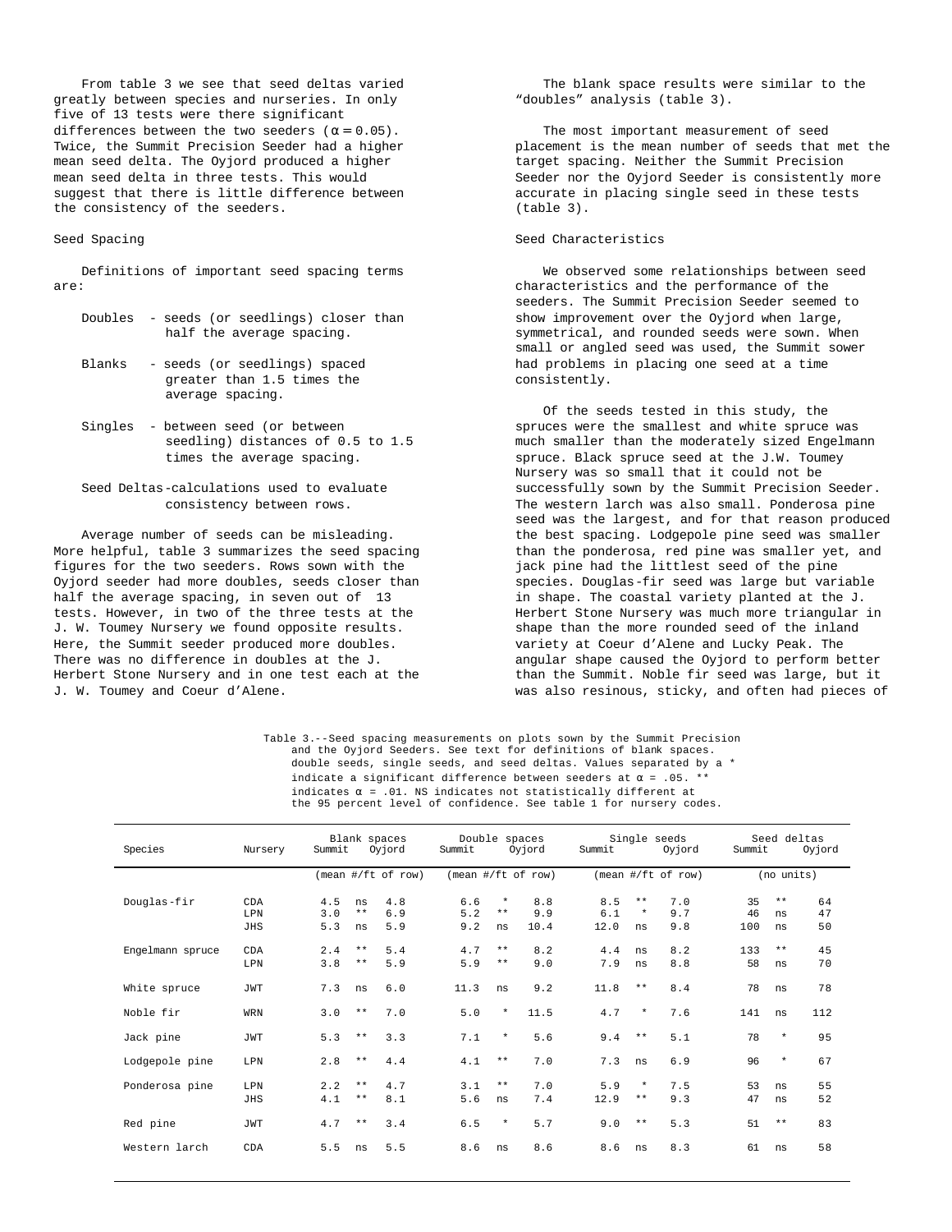From table 3 we see that seed deltas varied greatly between species and nurseries. In only five of 13 tests were there significant differences between the two seeders ($\alpha = 0.05$). Twice, the Summit Precision Seeder had a higher mean seed delta. The Oyjord produced a higher mean seed delta in three tests. This would suggest that there is little difference between the consistency of the seeders.

## Seed Spacing

Definitions of important seed spacing terms are:

- Doubles - seeds (or seedlings) closer than half the average spacing.
- Blanks - seeds (or seedlings) spaced greater than 1.5 times the average spacing.
- Singles - between seed (or between seedling) distances of 0.5 to 1.5 times the average spacing.
- Seed Deltas-calculations used to evaluate consistency between rows.

Average number of seeds can be misleading. More helpful, table 3 summarizes the seed spacing figures for the two seeders. Rows sown with the Oyjord seeder had more doubles, seeds closer than half the average spacing, in seven out of 13 tests. However, in two of the three tests at the J. W. Toumey Nursery we found opposite results. Here, the Summit seeder produced more doubles. There was no difference in doubles at the J. Herbert Stone Nursery and in one test each at the J. W. Toumey and Coeur d'Alene.

The blank space results were similar to the "doubles" analysis (table 3).

The most important measurement of seed placement is the mean number of seeds that met the target spacing. Neither the Summit Precision Seeder nor the Oyjord Seeder is consistently more accurate in placing single seed in these tests (table 3).

## Seed Characteristics

We observed some relationships between seed characteristics and the performance of the seeders. The Summit Precision Seeder seemed to show improvement over the Oyjord when large, symmetrical, and rounded seeds were sown. When small or angled seed was used, the Summit sower had problems in placing one seed at a time consistently.

Of the seeds tested in this study, the spruces were the smallest and white spruce was much smaller than the moderately sized Engelmann spruce. Black spruce seed at the J.W. Toumey Nursery was so small that it could not be successfully sown by the Summit Precision Seeder. The western larch was also small. Ponderosa pine seed was the largest, and for that reason produced the best spacing. Lodgepole pine seed was smaller than the ponderosa, red pine was smaller yet, and jack pine had the littlest seed of the pine species. Douglas-fir seed was large but variable in shape. The coastal variety planted at the J. Herbert Stone Nursery was much more triangular in shape than the more rounded seed of the inland variety at Coeur d'Alene and Lucky Peak. The angular shape caused the Oyjord to perform better than the Summit. Noble fir seed was large, but it was also resinous, sticky, and often had pieces of

Table 3.--Seed spacing measurements on plots sown by the Summit Precision and the Oyjord Seeders. See text for definitions of blank spaces. double seeds, single seeds, and seed deltas. Values separated by a * indicate a significant difference between seeders at $\alpha = .05$. ** indicates $\alpha = .01$. NS indicates not statistically different at the 95 percent level of confidence. See table 1 for nursery codes.

| Species | Nursery | Blank spaces Summit | | Blank spaces Oyjord | Double spaces Summit | | Double spaces Oyjord | Single seeds Summit | | Single seeds Oyjord | Seed deltas Summit | | Seed deltas Oyjord |
|---|---|---|---|---|---|---|---|---|---|---|---|---|---|
| | | (mean #/ft of row) | | | (mean #/ft of row) | | | (mean #/ft of row) | | | (no units) | | |
| Douglas-fir | CDA | 4.5 | ns | 4.8 | 6.6 | * | 8.8 | 8.5 | ** | 7.0 | 35 | ** | 64 |
| | LPN | 3.0 | ** | 6.9 | 5.2 | ** | 9.9 | 6.1 | * | 9.7 | 46 | ns | 47 |
| | JHS | 5.3 | ns | 5.9 | 9.2 | ns | 10.4 | 12.0 | ns | 9.8 | 100 | ns | 50 |
| Engelmann spruce | CDA | 2.4 | ** | 5.4 | 4.7 | ** | 8.2 | 4.4 | ns | 8.2 | 133 | ** | 45 |
| | LPN | 3.8 | ** | 5.9 | 5.9 | ** | 9.0 | 7.9 | ns | 8.8 | 58 | ns | 70 |
| White spruce | JWT | 7.3 | ns | 6.0 | 11.3 | ns | 9.2 | 11.8 | ** | 8.4 | 78 | ns | 78 |
| Noble fir | WRN | 3.0 | ** | 7.0 | 5.0 | * | 11.5 | 4.7 | * | 7.6 | 141 | ns | 112 |
| Jack pine | JWT | 5.3 | ** | 3.3 | 7.1 | * | 5.6 | 9.4 | ** | 5.1 | 78 | * | 95 |
| Lodgepole pine | LPN | 2.8 | ** | 4.4 | 4.1 | ** | 7.0 | 7.3 | ns | 6.9 | 96 | * | 67 |
| Ponderosa pine | LPN | 2.2 | ** | 4.7 | 3.1 | ** | 7.0 | 5.9 | * | 7.5 | 53 | ns | 55 |
| | JHS | 4.1 | ** | 8.1 | 5.6 | ns | 7.4 | 12.9 | ** | 9.3 | 47 | ns | 52 |
| Red pine | JWT | 4.7 | ** | 3.4 | 6.5 | * | 5.7 | 9.0 | ** | 5.3 | 51 | ** | 83 |
| Western larch | CDA | 5.5 | ns | 5.5 | 8.6 | ns | 8.6 | 8.6 | ns | 8.3 | 61 | ns | 58 |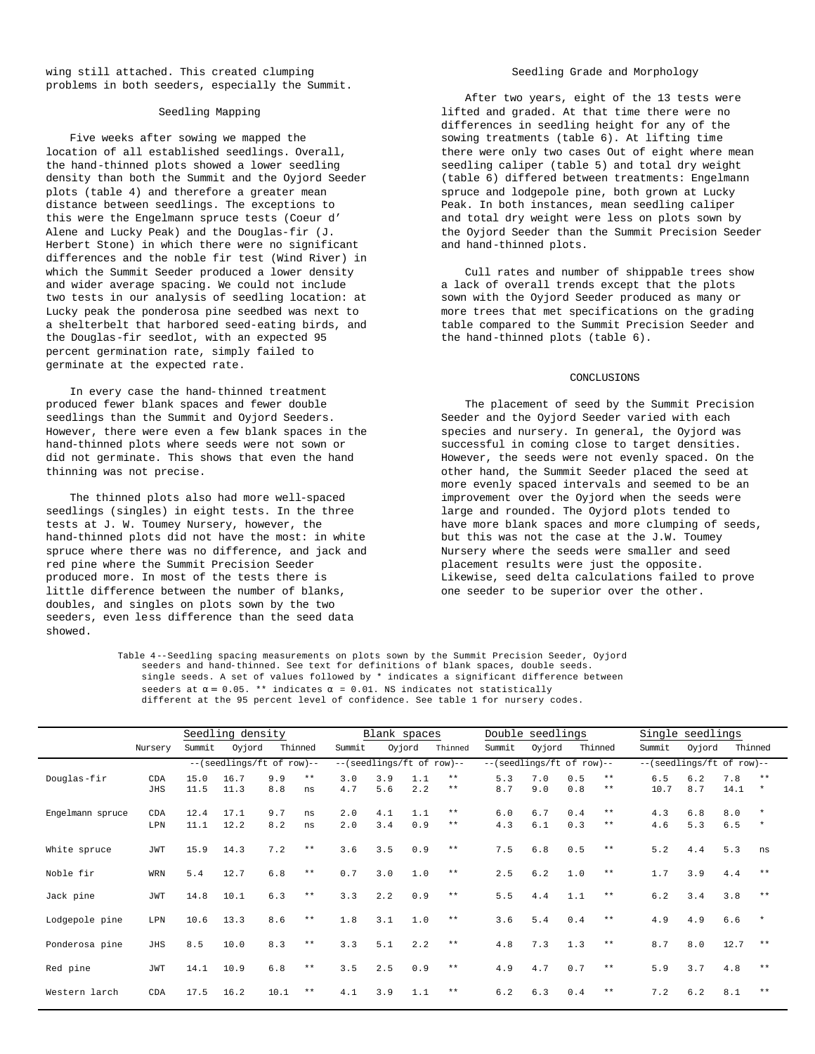wing still attached. This created clumping problems in both seeders, especially the Summit.

## Seedling Mapping

Five weeks after sowing we mapped the location of all established seedlings. Overall, the hand-thinned plots showed a lower seedling density than both the Summit and the Oyjord Seeder plots (table 4) and therefore a greater mean distance between seedlings. The exceptions to this were the Engelmann spruce tests (Coeur d'Alene and Lucky Peak) and the Douglas-fir (J. Herbert Stone) in which there were no significant differences and the noble fir test (Wind River) in which the Summit Seeder produced a lower density and wider average spacing. We could not include two tests in our analysis of seedling location: at Lucky peak the ponderosa pine seedbed was next to a shelterbelt that harbored seed-eating birds, and the Douglas-fir seedlot, with an expected 95 percent germination rate, simply failed to germinate at the expected rate.

In every case the hand-thinned treatment produced fewer blank spaces and fewer double seedlings than the Summit and Oyjord Seeders. However, there were even a few blank spaces in the hand-thinned plots where seeds were not sown or did not germinate. This shows that even the hand thinning was not precise.

The thinned plots also had more well-spaced seedlings (singles) in eight tests. In the three tests at J. W. Toumey Nursery, however, the hand-thinned plots did not have the most: in white spruce where there was no difference, and jack and red pine where the Summit Precision Seeder produced more. In most of the tests there is little difference between the number of blanks, doubles, and singles on plots sown by the two seeders, even less difference than the seed data showed.

## Seedling Grade and Morphology

After two years, eight of the 13 tests were lifted and graded. At that time there were no differences in seedling height for any of the sowing treatments (table 6). At lifting time there were only two cases Out of eight where mean seedling caliper (table 5) and total dry weight (table 6) differed between treatments: Engelmann spruce and lodgepole pine, both grown at Lucky Peak. In both instances, mean seedling caliper and total dry weight were less on plots sown by the Oyjord Seeder than the Summit Precision Seeder and hand-thinned plots.

Cull rates and number of shippable trees show a lack of overall trends except that the plots sown with the Oyjord Seeder produced as many or more trees that met specifications on the grading table compared to the Summit Precision Seeder and the hand-thinned plots (table 6).

## CONCLUSIONS

The placement of seed by the Summit Precision Seeder and the Oyjord Seeder varied with each species and nursery. In general, the Oyjord was successful in coming close to target densities. However, the seeds were not evenly spaced. On the other hand, the Summit Seeder placed the seed at more evenly spaced intervals and seemed to be an improvement over the Oyjord when the seeds were large and rounded. The Oyjord plots tended to have more blank spaces and more clumping of seeds, but this was not the case at the J.W. Toumey Nursery where the seeds were smaller and seed placement results were just the opposite. Likewise, seed delta calculations failed to prove one seeder to be superior over the other.

Table 4--Seedling spacing measurements on plots sown by the Summit Precision Seeder, Oyjord seeders and hand-thinned. See text for definitions of blank spaces, double seeds. single seeds. A set of values followed by * indicates a significant difference between seeders at $\alpha = 0.05$. ** indicates $\alpha = 0.01$. NS indicates not statistically different at the 95 percent level of confidence. See table 1 for nursery codes.

| | | Seedling density | | | | Blank spaces | | | | Double seedlings | | | | Single seedlings | | | |
|---|---|---|---|---|---|---|---|---|---|---|---|---|---|---|---|---|---|
| | Nursery | Summit | Oyjord | Thinned | | Summit | Oyjord | Thinned | | Summit | Oyjord | Thinned | | Summit | Oyjord | Thinned | |
| | | --(seedlings/ft of row)-- | | | | --(seedlings/ft of row)-- | | | | --(seedlings/ft of row)-- | | | | --(seedlings/ft of row)-- | | | |
| Douglas-fir | CDA | 15.0 | 16.7 | 9.9 | ** | 3.0 | 3.9 | 1.1 | ** | 5.3 | 7.0 | 0.5 | ** | 6.5 | 6.2 | 7.8 | ** |
| | JHS | 11.5 | 11.3 | 8.8 | ns | 4.7 | 5.6 | 2.2 | ** | 8.7 | 9.0 | 0.8 | ** | 10.7 | 8.7 | 14.1 | * |
| Engelmann spruce | CDA | 12.4 | 17.1 | 9.7 | ns | 2.0 | 4.1 | 1.1 | ** | 6.0 | 6.7 | 0.4 | ** | 4.3 | 6.8 | 8.0 | * |
| | LPN | 11.1 | 12.2 | 8.2 | ns | 2.0 | 3.4 | 0.9 | ** | 4.3 | 6.1 | 0.3 | ** | 4.6 | 5.3 | 6.5 | * |
| White spruce | JWT | 15.9 | 14.3 | 7.2 | ** | 3.6 | 3.5 | 0.9 | ** | 7.5 | 6.8 | 0.5 | ** | 5.2 | 4.4 | 5.3 | ns |
| Noble fir | WRN | 5.4 | 12.7 | 6.8 | ** | 0.7 | 3.0 | 1.0 | ** | 2.5 | 6.2 | 1.0 | ** | 1.7 | 3.9 | 4.4 | ** |
| Jack pine | JWT | 14.8 | 10.1 | 6.3 | ** | 3.3 | 2.2 | 0.9 | ** | 5.5 | 4.4 | 1.1 | ** | 6.2 | 3.4 | 3.8 | ** |
| Lodgepole pine | LPN | 10.6 | 13.3 | 8.6 | ** | 1.8 | 3.1 | 1.0 | ** | 3.6 | 5.4 | 0.4 | ** | 4.9 | 4.9 | 6.6 | * |
| Ponderosa pine | JHS | 8.5 | 10.0 | 8.3 | ** | 3.3 | 5.1 | 2.2 | ** | 4.8 | 7.3 | 1.3 | ** | 8.7 | 8.0 | 12.7 | ** |
| Red pine | JWT | 14.1 | 10.9 | 6.8 | ** | 3.5 | 2.5 | 0.9 | ** | 4.9 | 4.7 | 0.7 | ** | 5.9 | 3.7 | 4.8 | ** |
| Western larch | CDA | 17.5 | 16.2 | 10.1 | ** | 4.1 | 3.9 | 1.1 | ** | 6.2 | 6.3 | 0.4 | ** | 7.2 | 6.2 | 8.1 | ** |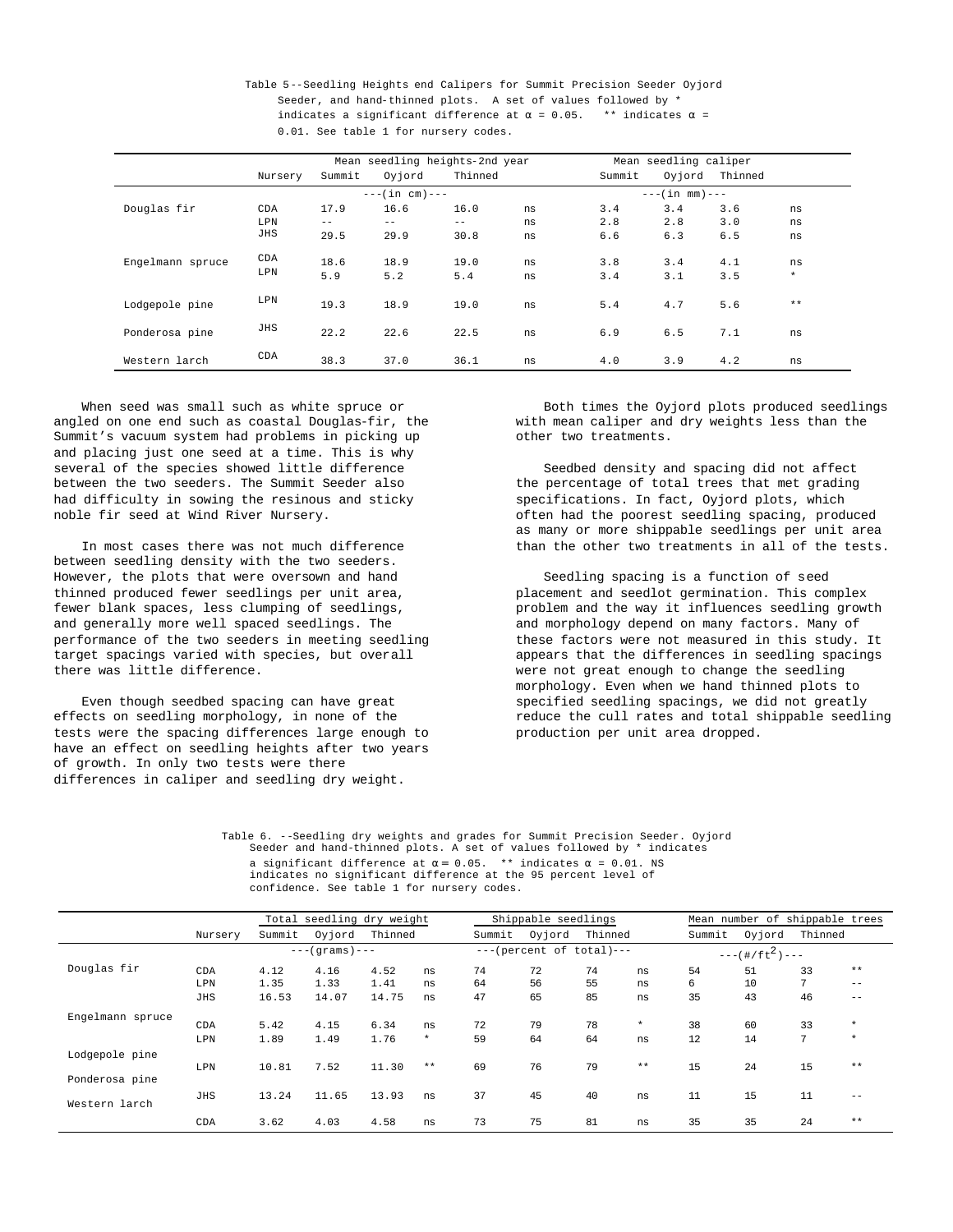Table 5--Seedling Heights end Calipers for Summit Precision Seeder Oyjord Seeder, and hand-thinned plots. A set of values followed by * indicates a significant difference at α = 0.05. ** indicates α = 0.01. See table 1 for nursery codes.

| | Nursery | Mean seedling heights-2nd year | | | | Mean seedling caliper | | | |
|---|---|---|---|---|---|---|---|---|---|
| | | Summit | Oyjord | Thinned | | Summit | Oyjord | Thinned | |
| | | ---(in cm)--- | | | | ---(in mm)--- | | | |
| Douglas fir | CDA | 17.9 | 16.6 | 16.0 | ns | 3.4 | 3.4 | 3.6 | ns |
| | LPN | -- | -- | -- | ns | 2.8 | 2.8 | 3.0 | ns |
| | JHS | 29.5 | 29.9 | 30.8 | ns | 6.6 | 6.3 | 6.5 | ns |
| Engelmann spruce | CDA | 18.6 | 18.9 | 19.0 | ns | 3.8 | 3.4 | 4.1 | ns |
| | LPN | 5.9 | 5.2 | 5.4 | ns | 3.4 | 3.1 | 3.5 | * |
| Lodgepole pine | LPN | 19.3 | 18.9 | 19.0 | ns | 5.4 | 4.7 | 5.6 | ** |
| Ponderosa pine | JHS | 22.2 | 22.6 | 22.5 | ns | 6.9 | 6.5 | 7.1 | ns |
| Western larch | CDA | 38.3 | 37.0 | 36.1 | ns | 4.0 | 3.9 | 4.2 | ns |

When seed was small such as white spruce or angled on one end such as coastal Douglas-fir, the Summit's vacuum system had problems in picking up and placing just one seed at a time. This is why several of the species showed little difference between the two seeders. The Summit Seeder also had difficulty in sowing the resinous and sticky noble fir seed at Wind River Nursery.

In most cases there was not much difference between seedling density with the two seeders. However, the plots that were oversown and hand thinned produced fewer seedlings per unit area, fewer blank spaces, less clumping of seedlings, and generally more well spaced seedlings. The performance of the two seeders in meeting seedling target spacings varied with species, but overall there was little difference.

Even though seedbed spacing can have great effects on seedling morphology, in none of the tests were the spacing differences large enough to have an effect on seedling heights after two years of growth. In only two tests were there differences in caliper and seedling dry weight.

Both times the Oyjord plots produced seedlings with mean caliper and dry weights less than the other two treatments.

Seedbed density and spacing did not affect the percentage of total trees that met grading specifications. In fact, Oyjord plots, which often had the poorest seedling spacing, produced as many or more shippable seedlings per unit area than the other two treatments in all of the tests.

Seedling spacing is a function of seed placement and seedlot germination. This complex problem and the way it influences seedling growth and morphology depend on many factors. Many of these factors were not measured in this study. It appears that the differences in seedling spacings were not great enough to change the seedling morphology. Even when we hand thinned plots to specified seedling spacings, we did not greatly reduce the cull rates and total shippable seedling production per unit area dropped.

Table 6. --Seedling dry weights and grades for Summit Precision Seeder. Oyjord Seeder and hand-thinned plots. A set of values followed by * indicates a significant difference at α = 0.05. ** indicates α = 0.01. NS indicates no significant difference at the 95 percent level of confidence. See table 1 for nursery codes.

| | Nursery | Total seedling dry weight | | | | Shippable seedlings | | | | Mean number of shippable trees | | | |
|---|---|---|---|---|---|---|---|---|---|---|---|---|---|
| | | Summit | Oyjord | Thinned | | Summit | Oyjord | Thinned | | Summit | Oyjord | Thinned | |
| | | ---(grams)--- | | | | ---(percent of total)--- | | | | ---(#/ft$^2$)--- | | | |
| Douglas fir | CDA | 4.12 | 4.16 | 4.52 | ns | 74 | 72 | 74 | ns | 54 | 51 | 33 | ** |
| | LPN | 1.35 | 1.33 | 1.41 | ns | 64 | 56 | 55 | ns | 6 | 10 | 7 | -- |
| | JHS | 16.53 | 14.07 | 14.75 | ns | 47 | 65 | 85 | ns | 35 | 43 | 46 | -- |
| Engelmann spruce | CDA | 5.42 | 4.15 | 6.34 | ns | 72 | 79 | 78 | * | 38 | 60 | 33 | * |
| | LPN | 1.89 | 1.49 | 1.76 | * | 59 | 64 | 64 | ns | 12 | 14 | 7 | * |
| Lodgepole pine | LPN | 10.81 | 7.52 | 11.30 | ** | 69 | 76 | 79 | ** | 15 | 24 | 15 | ** |
| Ponderosa pine | JHS | 13.24 | 11.65 | 13.93 | ns | 37 | 45 | 40 | ns | 11 | 15 | 11 | -- |
| Western larch | CDA | 3.62 | 4.03 | 4.58 | ns | 73 | 75 | 81 | ns | 35 | 35 | 24 | ** |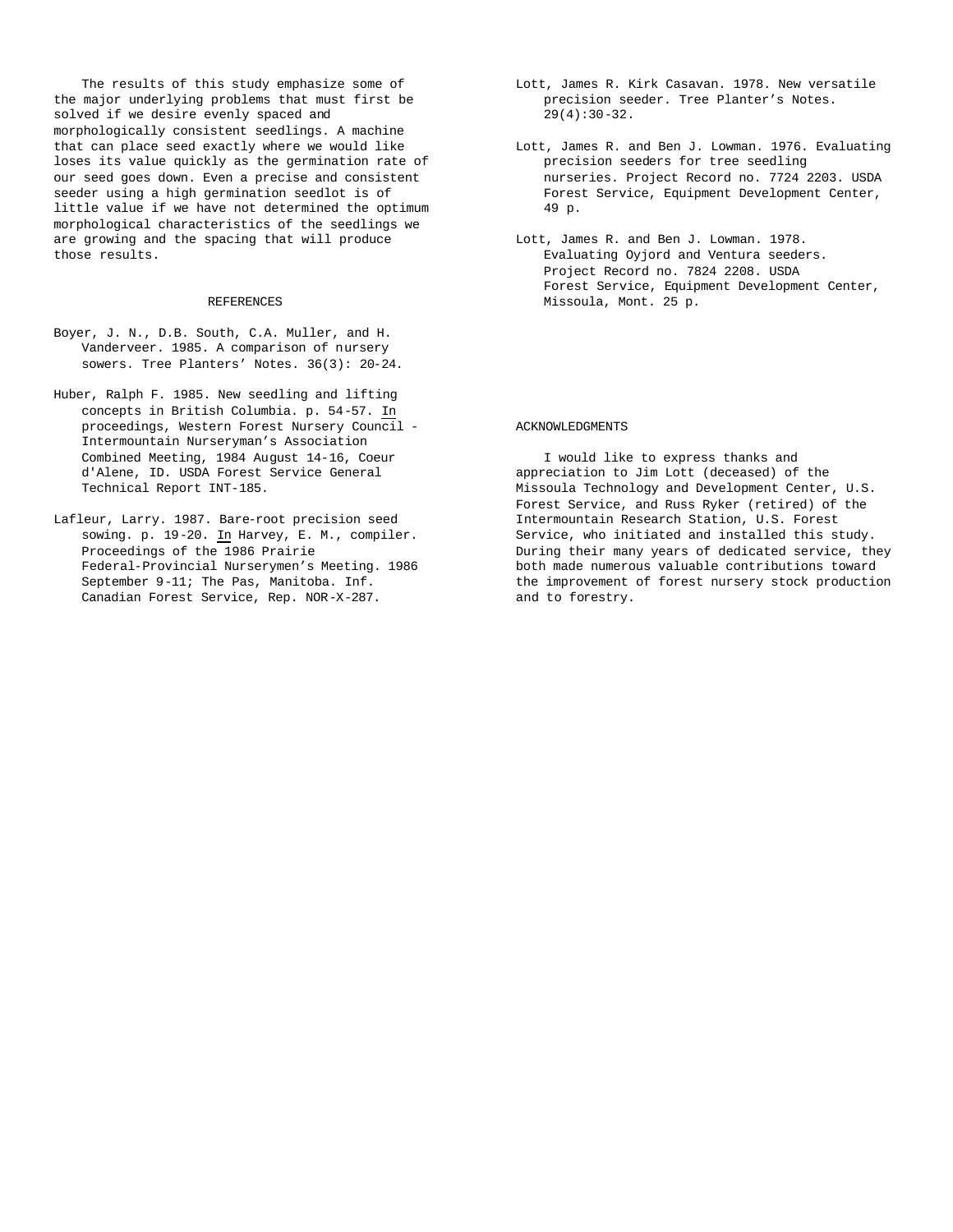The results of this study emphasize some of the major underlying problems that must first be solved if we desire evenly spaced and morphologically consistent seedlings. A machine that can place seed exactly where we would like loses its value quickly as the germination rate of our seed goes down. Even a precise and consistent seeder using a high germination seedlot is of little value if we have not determined the optimum morphological characteristics of the seedlings we are growing and the spacing that will produce those results.

## REFERENCES

Boyer, J. N., D.B. South, C.A. Muller, and H. Vanderveer. 1985. A comparison of nursery sowers. Tree Planters' Notes. 36(3): 20-24.

Huber, Ralph F. 1985. New seedling and lifting concepts in British Columbia. p. 54-57. In proceedings, Western Forest Nursery Council - Intermountain Nurseryman's Association Combined Meeting, 1984 August 14-16, Coeur d'Alene, ID. USDA Forest Service General Technical Report INT-185.

Lafleur, Larry. 1987. Bare-root precision seed sowing. p. 19-20. In Harvey, E. M., compiler. Proceedings of the 1986 Prairie Federal-Provincial Nurserymen's Meeting. 1986 September 9-11; The Pas, Manitoba. Inf. Canadian Forest Service, Rep. NOR-X-287.

Lott, James R. Kirk Casavan. 1978. New versatile precision seeder. Tree Planter's Notes. 29(4):30-32.

Lott, James R. and Ben J. Lowman. 1976. Evaluating precision seeders for tree seedling nurseries. Project Record no. 7724 2203. USDA Forest Service, Equipment Development Center, 49 p.

Lott, James R. and Ben J. Lowman. 1978. Evaluating Oyjord and Ventura seeders. Project Record no. 7824 2208. USDA Forest Service, Equipment Development Center, Missoula, Mont. 25 p.

## ACKNOWLEDGMENTS

I would like to express thanks and appreciation to Jim Lott (deceased) of the Missoula Technology and Development Center, U.S. Forest Service, and Russ Ryker (retired) of the Intermountain Research Station, U.S. Forest Service, who initiated and installed this study. During their many years of dedicated service, they both made numerous valuable contributions toward the improvement of forest nursery stock production and to forestry.